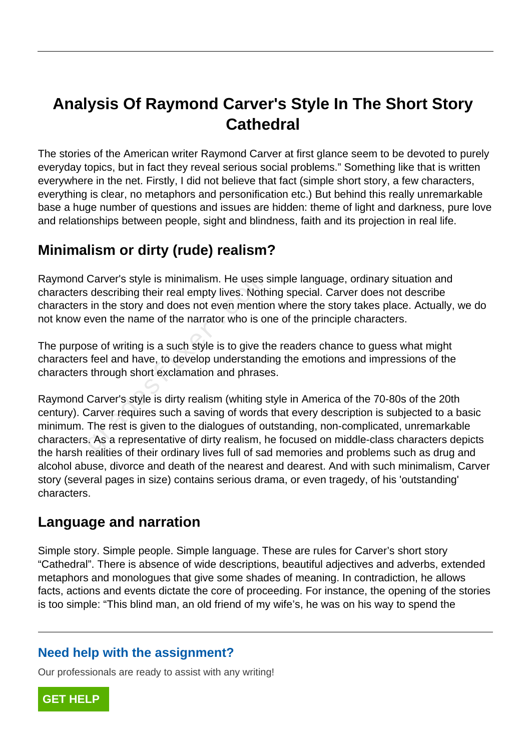# Analysis Of Raymond Carver's Style In The Short Story Cathedral

The stories of the American writer Raymond Carver at first glance seem to be devoted to purely everyday topics, but in fact they reveal serious social problems." Something like that is written everywhere in the net. Firstly, I did not believe that fact (simple short story, a few characters, everything is clear, no metaphors and personification etc.) But behind this really unremarkable base a huge number of questions and issues are hidden: theme of light and darkness, pure love and relationships between people, sight and blindness, faith and its projection in real life.

## Minimalism or dirty (rude) realism?

Raymond Carver's style is minimalism. He uses simple language, ordinary situation and characters describing their real empty lives. Nothing special. Carver does not describe characters in the story and does not even mention where the story takes place. Actually, we do not know even the name of the narrator who is one of the principle characters.

The purpose of writing is a such style is to give the readers chance to guess what might characters feel and have, to develop understanding the emotions and impressions of the characters through short exclamation and phrases.

Raymond Carver's style is dirty realism (whiting style in America of the 70-80s of the 20th century). Carver requires such a saving of words that every description is subjected to a basic minimum. The rest is given to the dialogues of outstanding, non-complicated, unremarkable characters. As a representative of dirty realism, he focused on middle-class characters depicts the harsh realities of their ordinary lives full of sad memories and problems such as drug and alcohol abuse, divorce and death of the nearest and dearest. And with such minimalism, Carver story (several pages in size) contains serious drama, or even tragedy, of his 'outstanding' characters.

## Language and narration

Simple story. Simple people. Simple language. These are rules for Carver's short story "Cathedral". There is absence of wide descriptions, beautiful adjectives and adverbs, extended metaphors and monologues that give some shades of meaning. In contradiction, he allows facts, actions and events dictate the core of proceeding. For instance, the opening of the stories is too simple: "This blind man, an old friend of my wife's, he was on his way to spend the

**Need help with the assignment?**

Our professionals are ready to assist with any writing!

GET HELP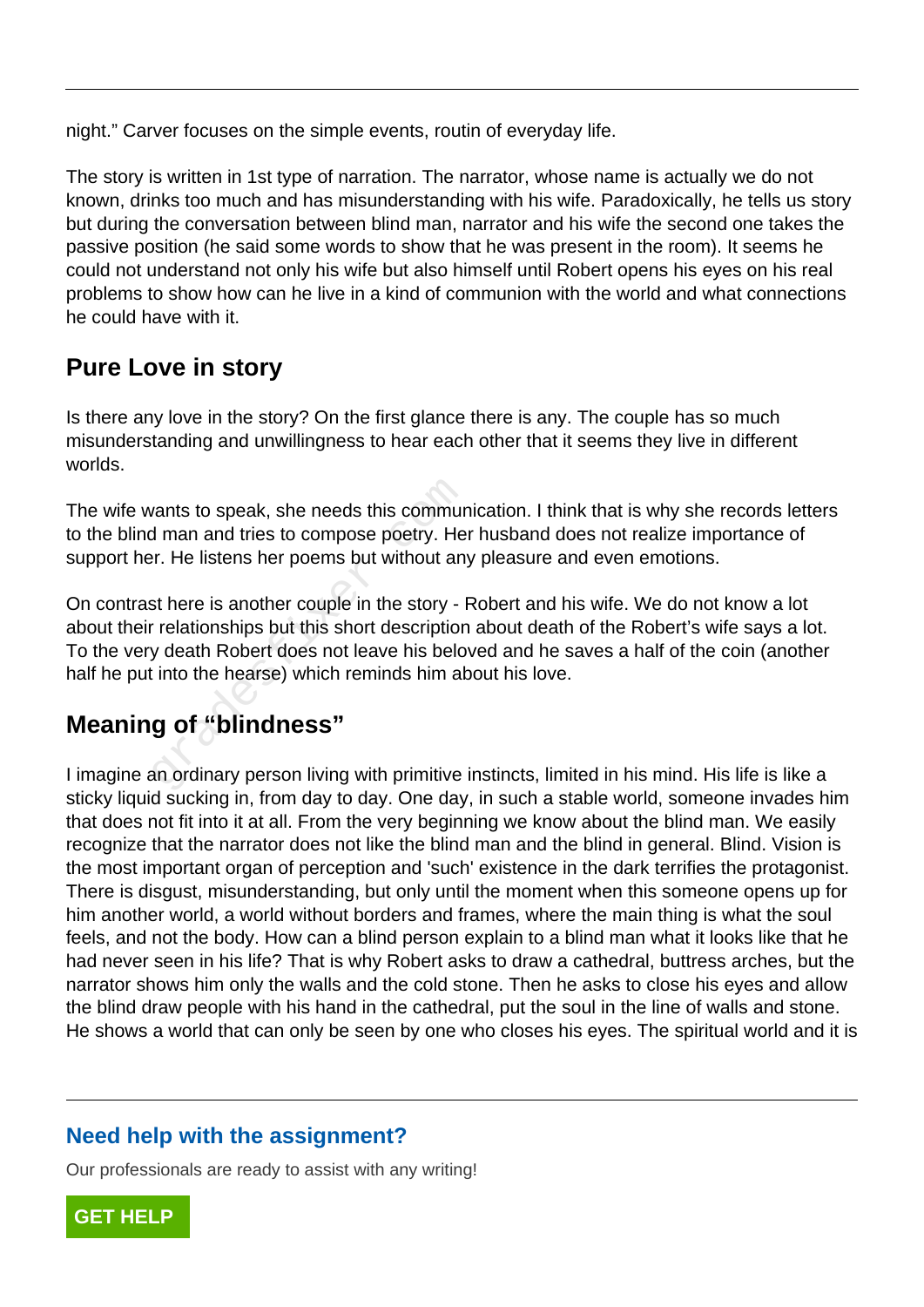night." Carver focuses on the simple events, routin of everyday life.

The story is written in 1st type of narration. The narrator, whose name is actually we do not known, drinks too much and has misunderstanding with his wife. Paradoxically, he tells us story but during the conversation between blind man, narrator and his wife the second one takes the passive position (he said some words to show that he was present in the room). It seems he could not understand not only his wife but also himself until Robert opens his eyes on his real problems to show how can he live in a kind of communion with the world and what connections he could have with it.

## Pure Love in story

Is there any love in the story? On the first glance there is any. The couple has so much misunderstanding and unwillingness to hear each other that it seems they live in different worlds.

The wife wants to speak, she needs this communication. I think that is why she records letters to the blind man and tries to compose poetry. Her husband does not realize importance of support her. He listens her poems but without any pleasure and even emotions.

On contrast here is another couple in the story - Robert and his wife. We do not know a lot about their relationships but this short description about death of the Robert's wife says a lot. To the very death Robert does not leave his beloved and he saves a half of the coin (another half he put into the hearse) which reminds him about his love.

## Meaning of "blindness"

I imagine an ordinary person living with primitive instincts, limited in his mind. His life is like a sticky liquid sucking in, from day to day. One day, in such a stable world, someone invades him that does not fit into it at all. From the very beginning we know about the blind man. We easily recognize that the narrator does not like the blind man and the blind in general. Blind. Vision is the most important organ of perception and 'such' existence in the dark terrifies the protagonist. There is disgust, misunderstanding, but only until the moment when this someone opens up for him another world, a world without borders and frames, where the main thing is what the soul feels, and not the body. How can a blind person explain to a blind man what it looks like that he had never seen in his life? That is why Robert asks to draw a cathedral, buttress arches, but the narrator shows him only the walls and the cold stone. Then he asks to close his eyes and allow the blind draw people with his hand in the cathedral, put the soul in the line of walls and stone. He shows a world that can only be seen by one who closes his eyes. The spiritual world and it is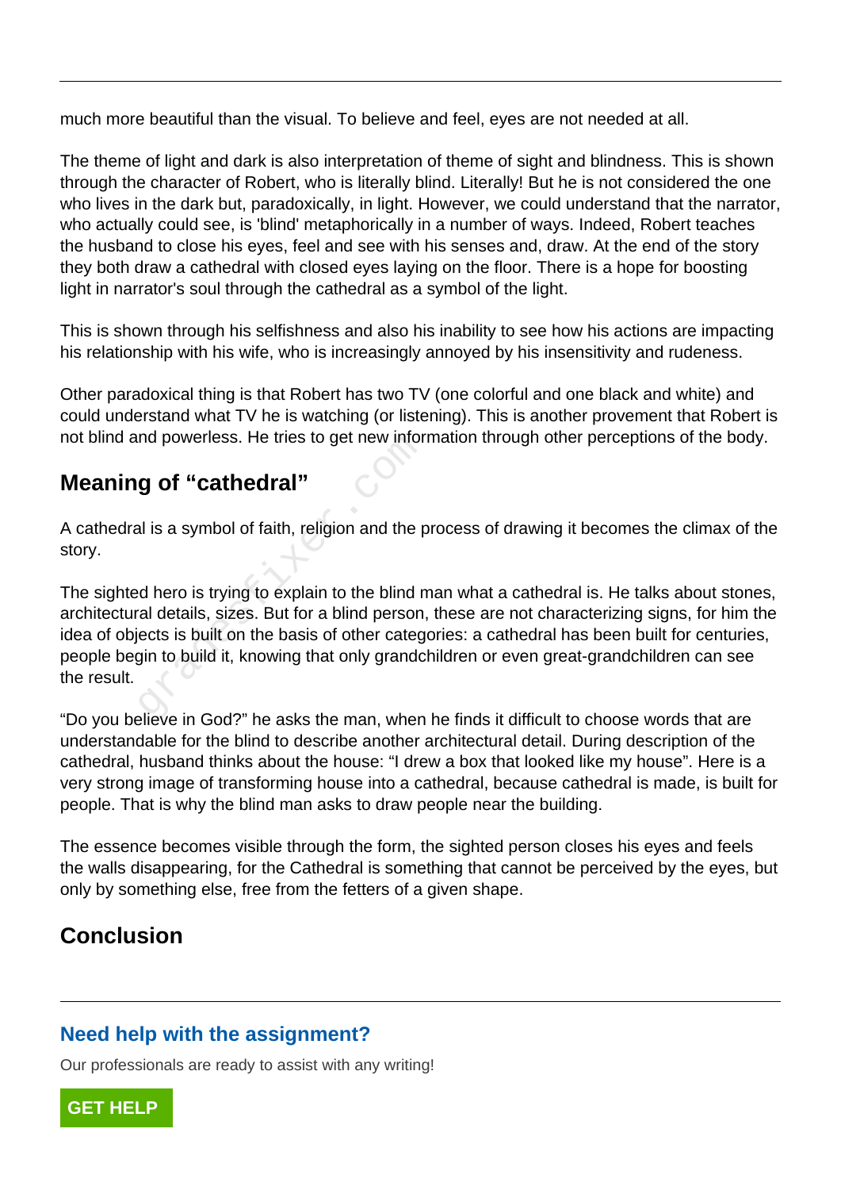much more beautiful than the visual. To believe and feel, eyes are not needed at all.

The theme of light and dark is also interpretation of theme of sight and blindness. This is shown through the character of Robert, who is literally blind. Literally! But he is not considered the one who lives in the dark but, paradoxically, in light. However, we could understand that the narrator, who actually could see, is 'blind' metaphorically in a number of ways. Indeed, Robert teaches the husband to close his eyes, feel and see with his senses and, draw. At the end of the story they both draw a cathedral with closed eyes laying on the floor. There is a hope for boosting light in narrator's soul through the cathedral as a symbol of the light.

This is shown through his selfishness and also his inability to see how his actions are impacting his relationship with his wife, who is increasingly annoyed by his insensitivity and rudeness.

Other paradoxical thing is that Robert has two TV (one colorful and one black and white) and could understand what TV he is watching (or listening). This is another provement that Robert is not blind and powerless. He tries to get new information through other perceptions of the body.

## Meaning of “cathedral”

A cathedral is a symbol of faith, religion and the process of drawing it becomes the climax of the story.

The sighted hero is trying to explain to the blind man what a cathedral is. He talks about stones, architectural details, sizes. But for a blind person, these are not characterizing signs, for him the idea of objects is built on the basis of other categories: a cathedral has been built for centuries, people begin to build it, knowing that only grandchildren or even great-grandchildren can see the result.

“Do you believe in God?” he asks the man, when he finds it difficult to choose words that are understandable for the blind to describe another architectural detail. During description of the cathedral, husband thinks about the house: “I drew a box that looked like my house”. Here is a very strong image of transforming house into a cathedral, because cathedral is made, is built for people. That is why the blind man asks to draw people near the building.

The essence becomes visible through the form, the sighted person closes his eyes and feels the walls disappearing, for the Cathedral is something that cannot be perceived by the eyes, but only by something else, free from the fetters of a given shape.

## Conclusion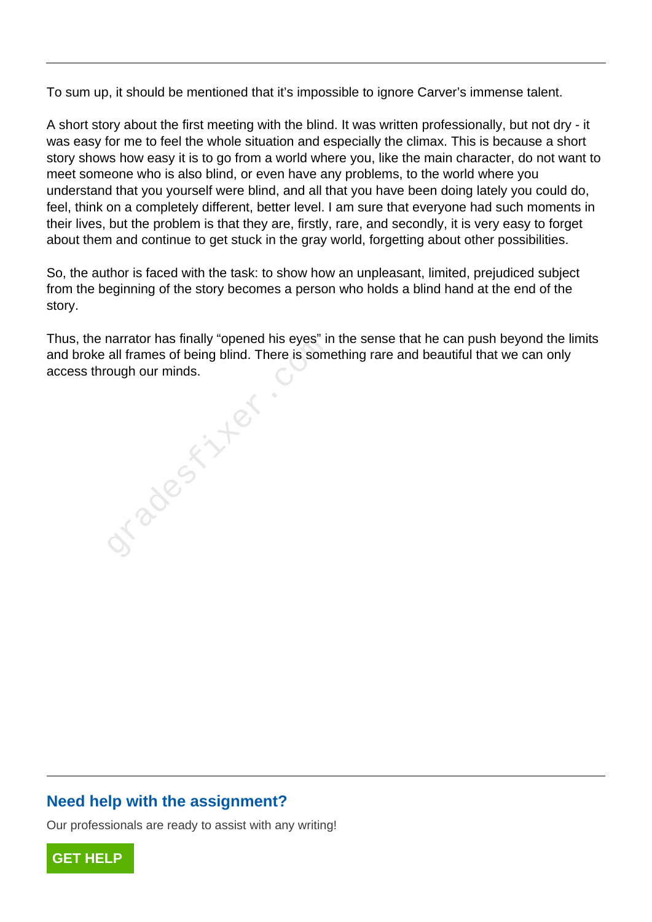To sum up, it should be mentioned that it's impossible to ignore Carver's immense talent.

A short story about the first meeting with the blind. It was written professionally, but not dry - it was easy for me to feel the whole situation and especially the climax. This is because a short story shows how easy it is to go from a world where you, like the main character, do not want to meet someone who is also blind, or even have any problems, to the world where you understand that you yourself were blind, and all that you have been doing lately you could do, feel, think on a completely different, better level. I am sure that everyone had such moments in their lives, but the problem is that they are, firstly, rare, and secondly, it is very easy to forget about them and continue to get stuck in the gray world, forgetting about other possibilities.

So, the author is faced with the task: to show how an unpleasant, limited, prejudiced subject from the beginning of the story becomes a person who holds a blind hand at the end of the story.

Thus, the narrator has finally "opened his eyes" in the sense that he can push beyond the limits and broke all frames of being blind. There is something rare and beautiful that we can only access through our minds.

## Need help with the assignment?

Our professionals are ready to assist with any writing!

**GET HELP**